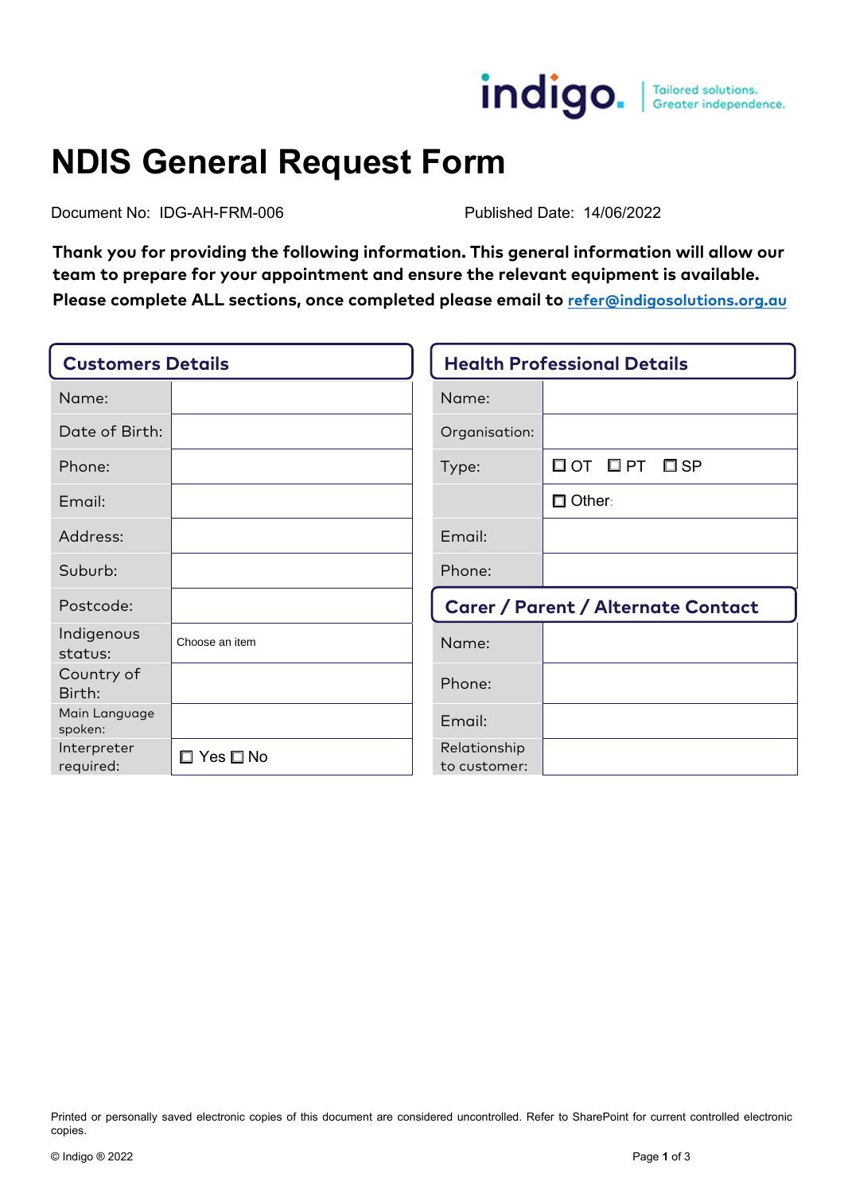indigo. | Tailored solutions. Greater independence.

# NDIS General Request Form

Document No: IDG-AH-FRM-006 Published Date: 14/06/2022

**Thank you for providing the following information. This general information will allow our team to prepare for your appointment and ensure the relevant equipment is available.**

**Please complete ALL sections, once completed please email to [refer@indigosolutions.org.au](mailto:refer@indigosolutions.org.au)**

## Customers Details

| | |
|---|---|
| Name: | |
| Date of Birth: | |
| Phone: | |
| Email: | |
| Address: | |
| Suburb: | |
| Postcode: | |
| Indigenous status: | Choose an item |
| Country of Birth: | |
| Main Language spoken: | |
| Interpreter required: | ☐ Yes ☐ No |

## Health Professional Details

| | |
|---|---|
| Name: | |
| Organisation: | |
| Type: | ☐ OT ☐ PT ☐ SP |
| | ☐ Other: |
| Email: | |
| Phone: | |

## Carer / Parent / Alternate Contact

| | |
|---|---|
| Name: | |
| Phone: | |
| Email: | |
| Relationship to customer: | |

Printed or personally saved electronic copies of this document are considered uncontrolled. Refer to SharePoint for current controlled electronic copies.

© Indigo ® 2022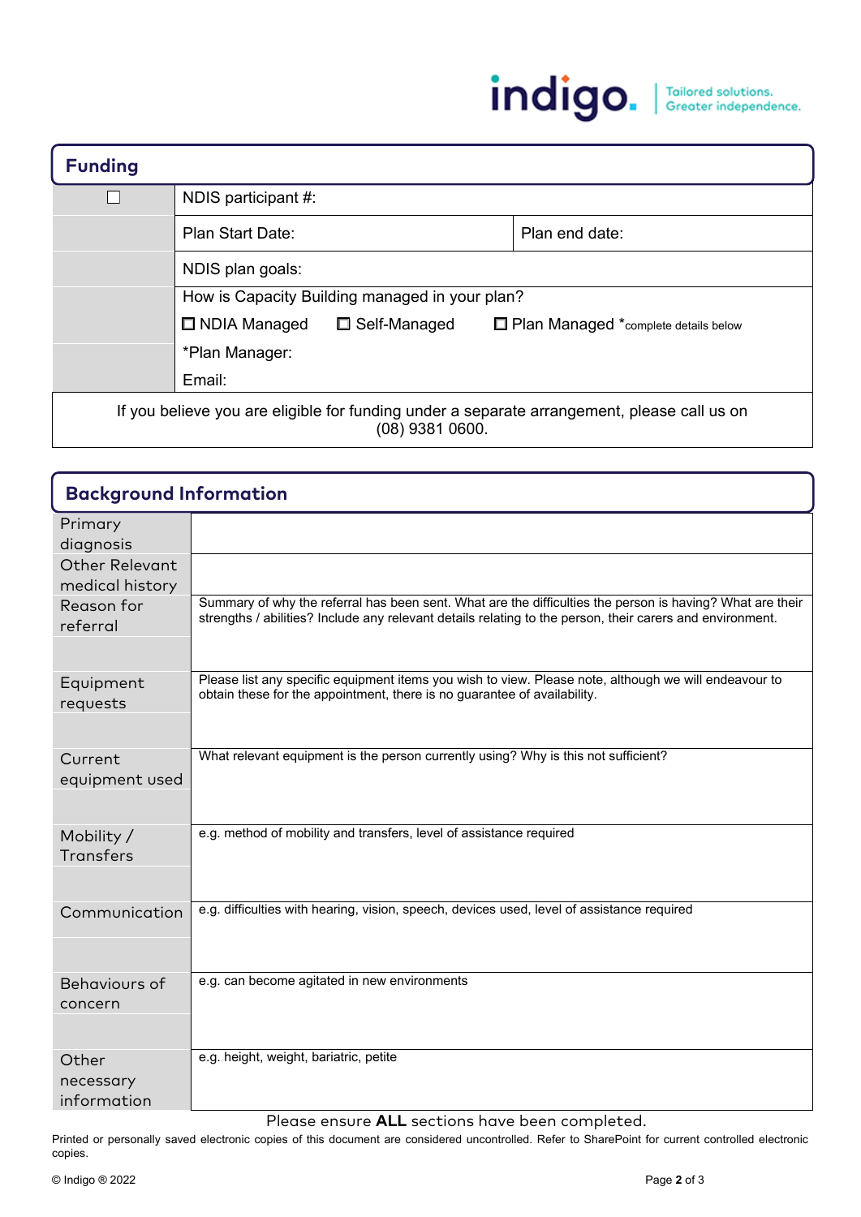## Funding

| ☐ | NDIS participant #: | |
|---|---|---|
| | Plan Start Date: | Plan end date: |
| | NDIS plan goals: | |
| | How is Capacity Building managed in your plan?<br>☐ NDIA Managed ☐ Self-Managed ☐ Plan Managed *complete details below | |
| | *Plan Manager:<br>Email: | |

If you believe you are eligible for funding under a separate arrangement, please call us on (08) 9381 0600.

## Background Information

| | |
|---|---|
| Primary diagnosis | |
| Other Relevant medical history | |
| Reason for referral | Summary of why the referral has been sent. What are the difficulties the person is having? What are their strengths / abilities? Include any relevant details relating to the person, their carers and environment. |
| Equipment requests | Please list any specific equipment items you wish to view. Please note, although we will endeavour to obtain these for the appointment, there is no guarantee of availability. |
| Current equipment used | What relevant equipment is the person currently using? Why is this not sufficient? |
| Mobility / Transfers | e.g. method of mobility and transfers, level of assistance required |
| Communication | e.g. difficulties with hearing, vision, speech, devices used, level of assistance required |
| Behaviours of concern | e.g. can become agitated in new environments |
| Other necessary information | e.g. height, weight, bariatric, petite |

Please ensure **ALL** sections have been completed.

Printed or personally saved electronic copies of this document are considered uncontrolled. Refer to SharePoint for current controlled electronic copies.

© Indigo ® 2022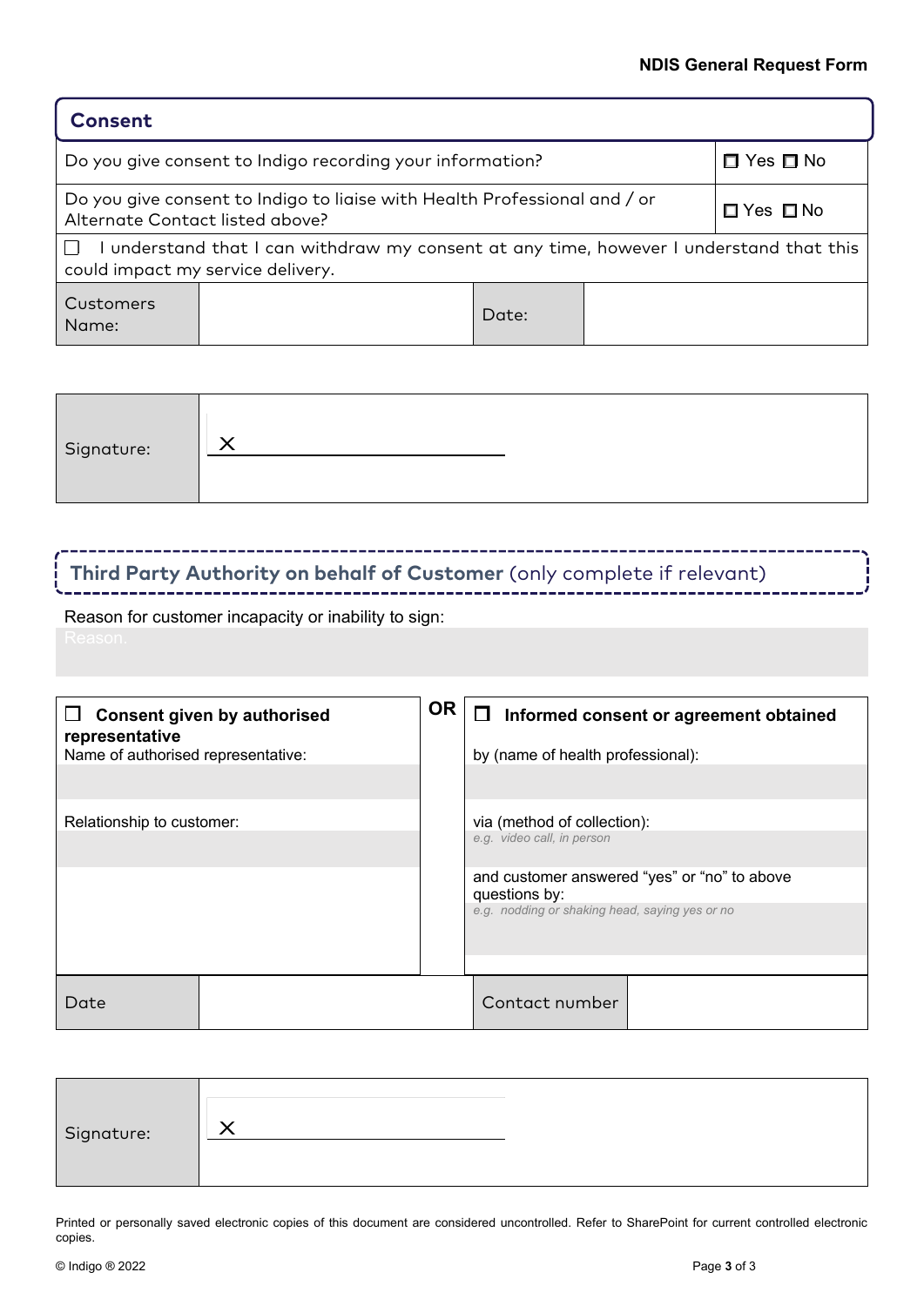## Consent

| | |
|---|---|
| Do you give consent to Indigo recording your information? | ☐ Yes ☐ No |
| Do you give consent to Indigo to liaise with Health Professional and / or Alternate Contact listed above? | ☐ Yes ☐ No |

☐ I understand that I can withdraw my consent at any time, however I understand that this could impact my service delivery.

| | | | |
|---|---|---|---|
| Customers Name: | | Date: | |

| | |
|---|---|
| Signature: | X ______________________ |

## Third Party Authority on behalf of Customer (only complete if relevant)

Reason for customer incapacity or inability to sign:

Reason.

| | | |
|---|---|---|
| ☐ **Consent given by authorised representative** | **OR** | ☐ **Informed consent or agreement obtained** |
| Name of authorised representative: | | by (name of health professional): |
| Relationship to customer: | | via (method of collection): *e.g. video call, in person* |
| | | and customer answered "yes" or "no" to above questions by: *e.g. nodding or shaking head, saying yes or no* |

| | | | |
|---|---|---|---|
| Date | | Contact number | |

| | |
|---|---|
| Signature: | X ______________________ |

Printed or personally saved electronic copies of this document are considered uncontrolled. Refer to SharePoint for current controlled electronic copies.

© Indigo ® 2022